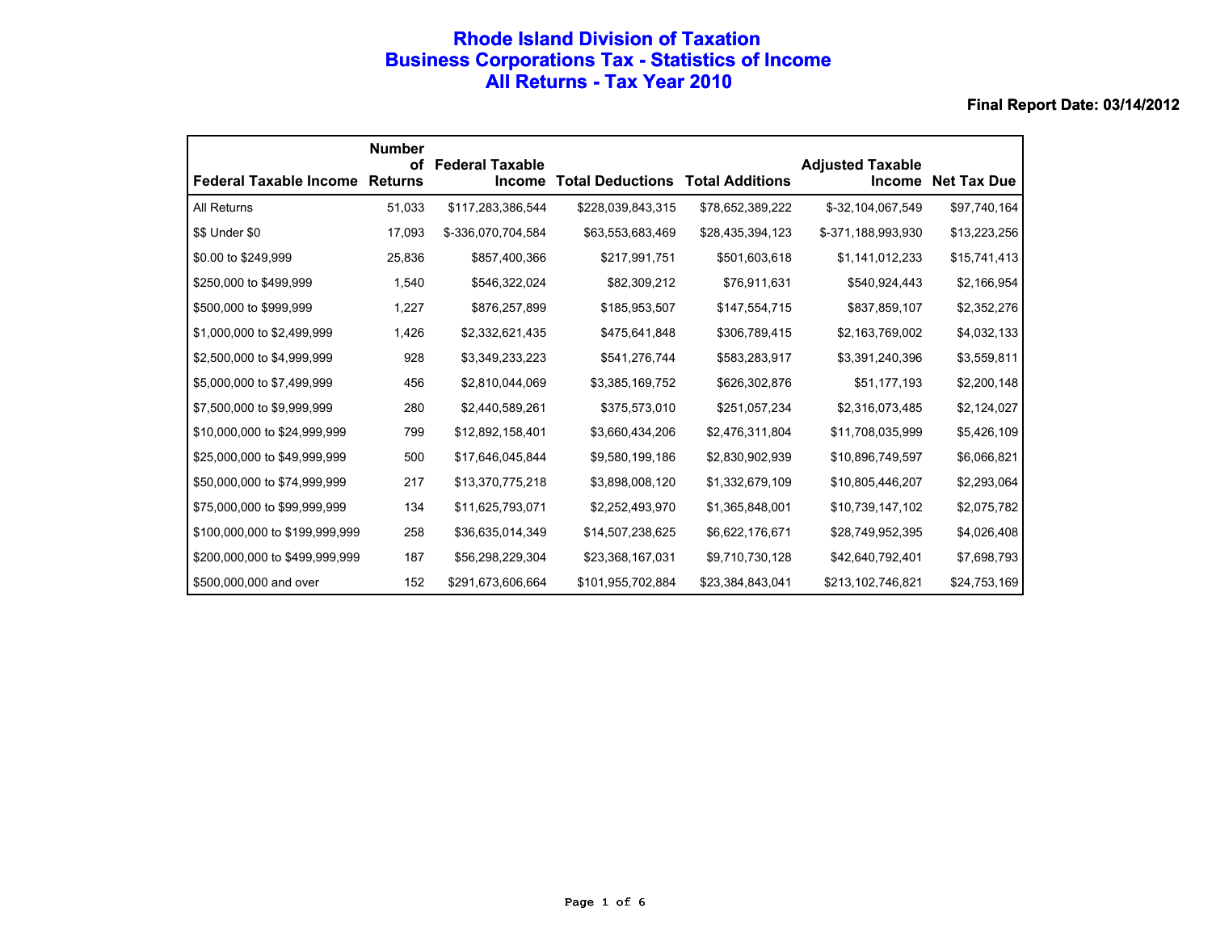# Rhode Island Division of Taxation
# Business Corporations Tax - Statistics of Income
# All Returns - Tax Year 2010

**Final Report Date: 03/14/2012**

| Federal Taxable Income | Number of Returns | Federal Taxable Income | Total Deductions | Total Additions | Adjusted Taxable Income | Net Tax Due |
|---|---|---|---|---|---|---|
| All Returns | 51,033 | $117,283,386,544 | $228,039,843,315 | $78,652,389,222 | $-32,104,067,549 | $97,740,164 |
| $$ Under $0 | 17,093 | $-336,070,704,584 | $63,553,683,469 | $28,435,394,123 | $-371,188,993,930 | $13,223,256 |
| $0.00 to $249,999 | 25,836 | $857,400,366 | $217,991,751 | $501,603,618 | $1,141,012,233 | $15,741,413 |
| $250,000 to $499,999 | 1,540 | $546,322,024 | $82,309,212 | $76,911,631 | $540,924,443 | $2,166,954 |
| $500,000 to $999,999 | 1,227 | $876,257,899 | $185,953,507 | $147,554,715 | $837,859,107 | $2,352,276 |
| $1,000,000 to $2,499,999 | 1,426 | $2,332,621,435 | $475,641,848 | $306,789,415 | $2,163,769,002 | $4,032,133 |
| $2,500,000 to $4,999,999 | 928 | $3,349,233,223 | $541,276,744 | $583,283,917 | $3,391,240,396 | $3,559,811 |
| $5,000,000 to $7,499,999 | 456 | $2,810,044,069 | $3,385,169,752 | $626,302,876 | $51,177,193 | $2,200,148 |
| $7,500,000 to $9,999,999 | 280 | $2,440,589,261 | $375,573,010 | $251,057,234 | $2,316,073,485 | $2,124,027 |
| $10,000,000 to $24,999,999 | 799 | $12,892,158,401 | $3,660,434,206 | $2,476,311,804 | $11,708,035,999 | $5,426,109 |
| $25,000,000 to $49,999,999 | 500 | $17,646,045,844 | $9,580,199,186 | $2,830,902,939 | $10,896,749,597 | $6,066,821 |
| $50,000,000 to $74,999,999 | 217 | $13,370,775,218 | $3,898,008,120 | $1,332,679,109 | $10,805,446,207 | $2,293,064 |
| $75,000,000 to $99,999,999 | 134 | $11,625,793,071 | $2,252,493,970 | $1,365,848,001 | $10,739,147,102 | $2,075,782 |
| $100,000,000 to $199,999,999 | 258 | $36,635,014,349 | $14,507,238,625 | $6,622,176,671 | $28,749,952,395 | $4,026,408 |
| $200,000,000 to $499,999,999 | 187 | $56,298,229,304 | $23,368,167,031 | $9,710,730,128 | $42,640,792,401 | $7,698,793 |
| $500,000,000 and over | 152 | $291,673,606,664 | $101,955,702,884 | $23,384,843,041 | $213,102,746,821 | $24,753,169 |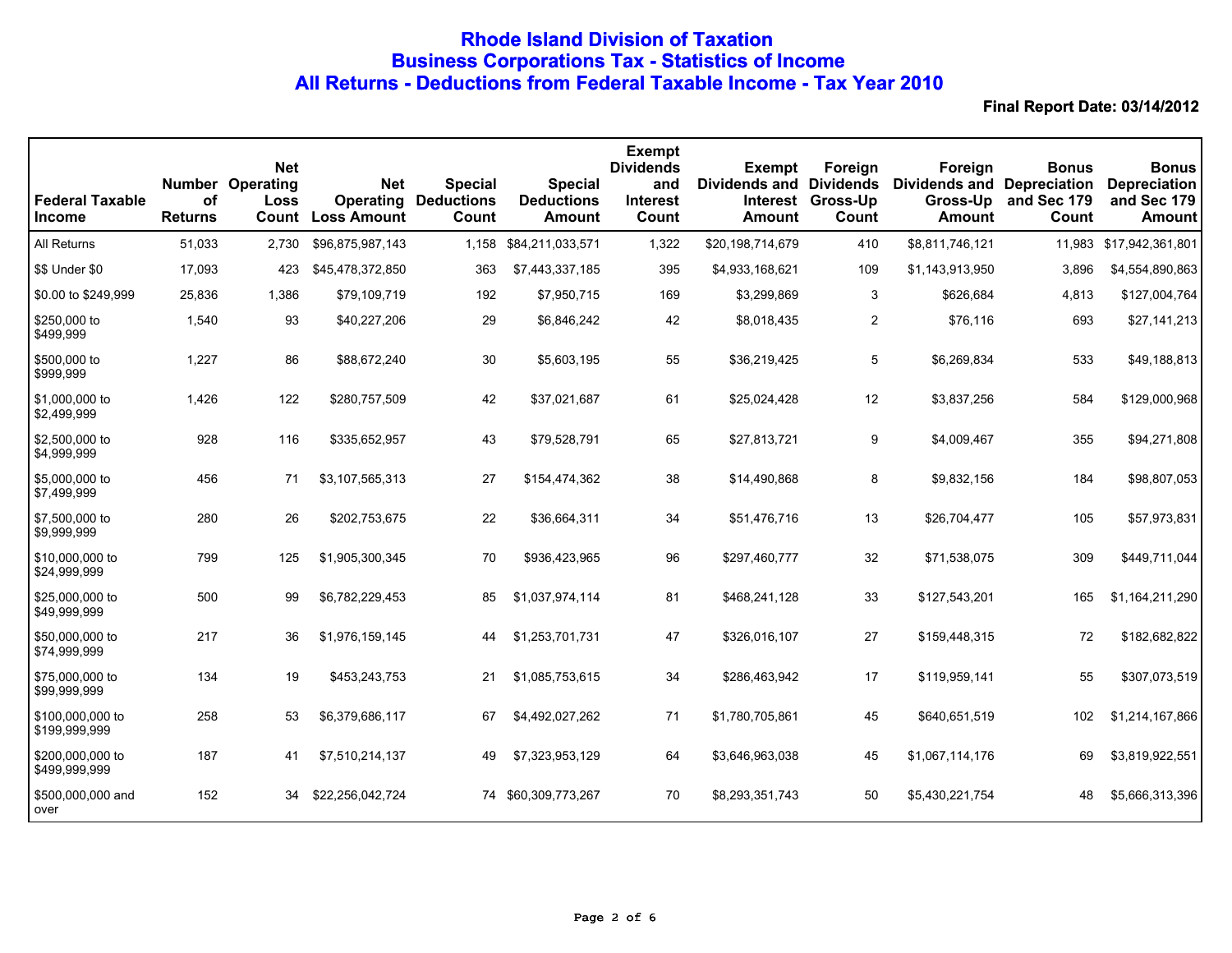# Rhode Island Division of Taxation
## Business Corporations Tax - Statistics of Income
## All Returns - Deductions from Federal Taxable Income - Tax Year 2010

**Final Report Date: 03/14/2012**

| Federal Taxable Income | Number of Returns | Net Operating Loss Count | Net Operating Loss Amount | Special Deductions Count | Special Deductions Amount | Exempt Dividends and Interest Count | Exempt Dividends and Interest Amount | Foreign Dividends Gross-Up Count | Foreign Dividends and Gross-Up Amount | Bonus Depreciation and Sec 179 Count | Bonus Depreciation and Sec 179 Amount |
|---|---|---|---|---|---|---|---|---|---|---|---|
| All Returns | 51,033 | 2,730 | $96,875,987,143 | 1,158 | $84,211,033,571 | 1,322 | $20,198,714,679 | 410 | $8,811,746,121 | 11,983 | $17,942,361,801 |
| $$ Under $0 | 17,093 | 423 | $45,478,372,850 | 363 | $7,443,337,185 | 395 | $4,933,168,621 | 109 | $1,143,913,950 | 3,896 | $4,554,890,863 |
| $0.00 to $249,999 | 25,836 | 1,386 | $79,109,719 | 192 | $7,950,715 | 169 | $3,299,869 | 3 | $626,684 | 4,813 | $127,004,764 |
| $250,000 to $499,999 | 1,540 | 93 | $40,227,206 | 29 | $6,846,242 | 42 | $8,018,435 | 2 | $76,116 | 693 | $27,141,213 |
| $500,000 to $999,999 | 1,227 | 86 | $88,672,240 | 30 | $5,603,195 | 55 | $36,219,425 | 5 | $6,269,834 | 533 | $49,188,813 |
| $1,000,000 to $2,499,999 | 1,426 | 122 | $280,757,509 | 42 | $37,021,687 | 61 | $25,024,428 | 12 | $3,837,256 | 584 | $129,000,968 |
| $2,500,000 to $4,999,999 | 928 | 116 | $335,652,957 | 43 | $79,528,791 | 65 | $27,813,721 | 9 | $4,009,467 | 355 | $94,271,808 |
| $5,000,000 to $7,499,999 | 456 | 71 | $3,107,565,313 | 27 | $154,474,362 | 38 | $14,490,868 | 8 | $9,832,156 | 184 | $98,807,053 |
| $7,500,000 to $9,999,999 | 280 | 26 | $202,753,675 | 22 | $36,664,311 | 34 | $51,476,716 | 13 | $26,704,477 | 105 | $57,973,831 |
| $10,000,000 to $24,999,999 | 799 | 125 | $1,905,300,345 | 70 | $936,423,965 | 96 | $297,460,777 | 32 | $71,538,075 | 309 | $449,711,044 |
| $25,000,000 to $49,999,999 | 500 | 99 | $6,782,229,453 | 85 | $1,037,974,114 | 81 | $468,241,128 | 33 | $127,543,201 | 165 | $1,164,211,290 |
| $50,000,000 to $74,999,999 | 217 | 36 | $1,976,159,145 | 44 | $1,253,701,731 | 47 | $326,016,107 | 27 | $159,448,315 | 72 | $182,682,822 |
| $75,000,000 to $99,999,999 | 134 | 19 | $453,243,753 | 21 | $1,085,753,615 | 34 | $286,463,942 | 17 | $119,959,141 | 55 | $307,073,519 |
| $100,000,000 to $199,999,999 | 258 | 53 | $6,379,686,117 | 67 | $4,492,027,262 | 71 | $1,780,705,861 | 45 | $640,651,519 | 102 | $1,214,167,866 |
| $200,000,000 to $499,999,999 | 187 | 41 | $7,510,214,137 | 49 | $7,323,953,129 | 64 | $3,646,963,038 | 45 | $1,067,114,176 | 69 | $3,819,922,551 |
| $500,000,000 and over | 152 | 34 | $22,256,042,724 | 74 | $60,309,773,267 | 70 | $8,293,351,743 | 50 | $5,430,221,754 | 48 | $5,666,313,396 |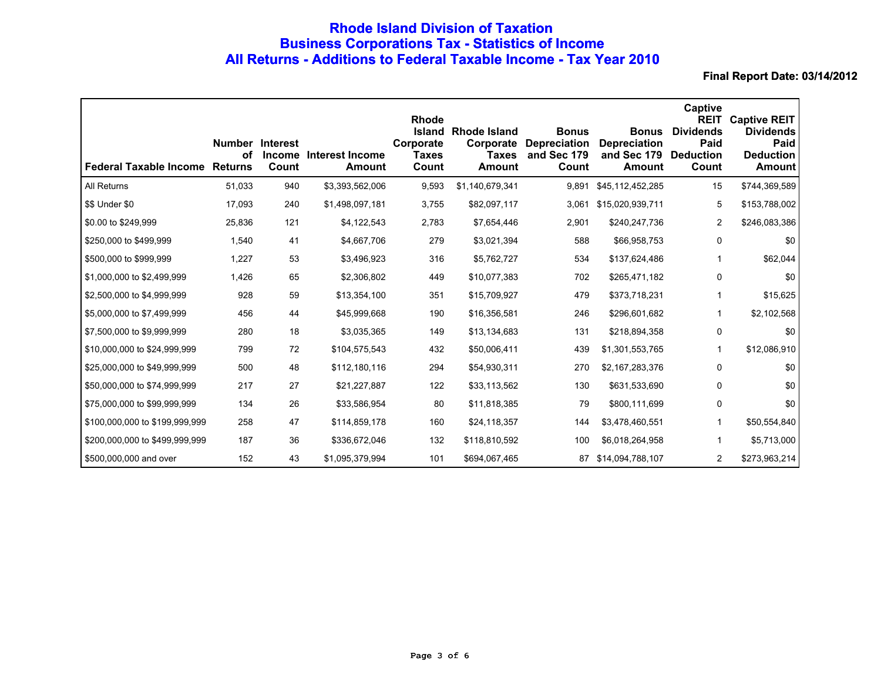# Rhode Island Division of Taxation
## Business Corporations Tax - Statistics of Income
## All Returns - Additions to Federal Taxable Income - Tax Year 2010

**Final Report Date: 03/14/2012**

| Federal Taxable Income | Number of Returns | Interest Income Count | Interest Income Amount | Rhode Island Corporate Taxes Count | Rhode Island Corporate Taxes Amount | Bonus Depreciation and Sec 179 Count | Bonus Depreciation and Sec 179 Amount | Captive REIT Dividends Paid Deduction Count | Captive REIT Dividends Paid Deduction Amount |
|---|---|---|---|---|---|---|---|---|---|
| All Returns | 51,033 | 940 | $3,393,562,006 | 9,593 | $1,140,679,341 | 9,891 | $45,112,452,285 | 15 | $744,369,589 |
| $$ Under $0 | 17,093 | 240 | $1,498,097,181 | 3,755 | $82,097,117 | 3,061 | $15,020,939,711 | 5 | $153,788,002 |
| $0.00 to $249,999 | 25,836 | 121 | $4,122,543 | 2,783 | $7,654,446 | 2,901 | $240,247,736 | 2 | $246,083,386 |
| $250,000 to $499,999 | 1,540 | 41 | $4,667,706 | 279 | $3,021,394 | 588 | $66,958,753 | 0 | $0 |
| $500,000 to $999,999 | 1,227 | 53 | $3,496,923 | 316 | $5,762,727 | 534 | $137,624,486 | 1 | $62,044 |
| $1,000,000 to $2,499,999 | 1,426 | 65 | $2,306,802 | 449 | $10,077,383 | 702 | $265,471,182 | 0 | $0 |
| $2,500,000 to $4,999,999 | 928 | 59 | $13,354,100 | 351 | $15,709,927 | 479 | $373,718,231 | 1 | $15,625 |
| $5,000,000 to $7,499,999 | 456 | 44 | $45,999,668 | 190 | $16,356,581 | 246 | $296,601,682 | 1 | $2,102,568 |
| $7,500,000 to $9,999,999 | 280 | 18 | $3,035,365 | 149 | $13,134,683 | 131 | $218,894,358 | 0 | $0 |
| $10,000,000 to $24,999,999 | 799 | 72 | $104,575,543 | 432 | $50,006,411 | 439 | $1,301,553,765 | 1 | $12,086,910 |
| $25,000,000 to $49,999,999 | 500 | 48 | $112,180,116 | 294 | $54,930,311 | 270 | $2,167,283,376 | 0 | $0 |
| $50,000,000 to $74,999,999 | 217 | 27 | $21,227,887 | 122 | $33,113,562 | 130 | $631,533,690 | 0 | $0 |
| $75,000,000 to $99,999,999 | 134 | 26 | $33,586,954 | 80 | $11,818,385 | 79 | $800,111,699 | 0 | $0 |
| $100,000,000 to $199,999,999 | 258 | 47 | $114,859,178 | 160 | $24,118,357 | 144 | $3,478,460,551 | 1 | $50,554,840 |
| $200,000,000 to $499,999,999 | 187 | 36 | $336,672,046 | 132 | $118,810,592 | 100 | $6,018,264,958 | 1 | $5,713,000 |
| $500,000,000 and over | 152 | 43 | $1,095,379,994 | 101 | $694,067,465 | 87 | $14,094,788,107 | 2 | $273,963,214 |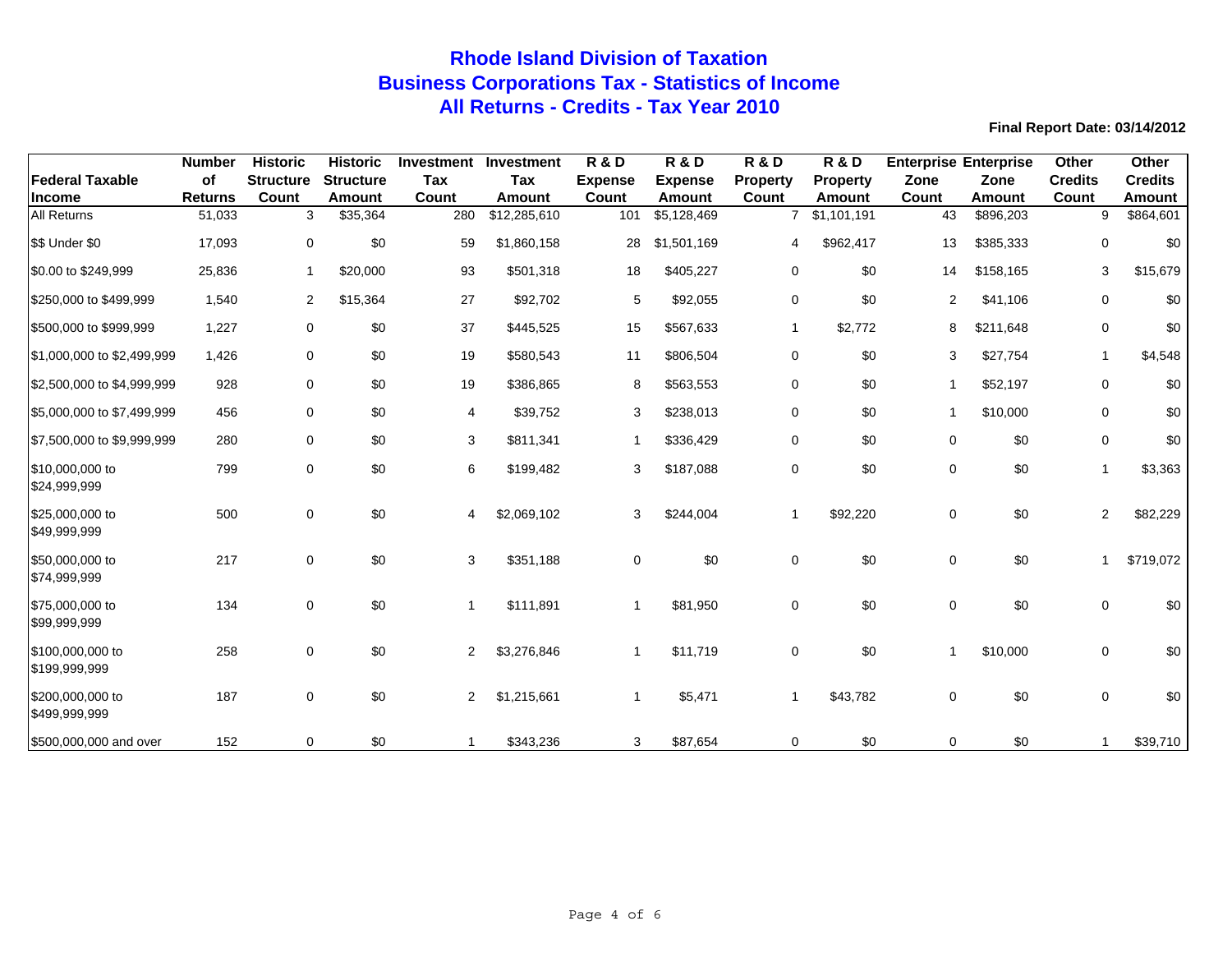# Rhode Island Division of Taxation
## Business Corporations Tax - Statistics of Income
## All Returns - Credits - Tax Year 2010

**Final Report Date: 03/14/2012**

| Federal Taxable Income | Number of Returns | Historic Structure Count | Historic Structure Amount | Investment Tax Count | Investment Tax Amount | R & D Expense Count | R & D Expense Amount | R & D Property Count | R & D Property Amount | Enterprise Zone Count | Enterprise Zone Amount | Other Credits Count | Other Credits Amount |
|---|---|---|---|---|---|---|---|---|---|---|---|---|---|
| All Returns | 51,033 | 3 | $35,364 | 280 | $12,285,610 | 101 | $5,128,469 | 7 | $1,101,191 | 43 | $896,203 | 9 | $864,601 |
| $$ Under $0 | 17,093 | 0 | $0 | 59 | $1,860,158 | 28 | $1,501,169 | 4 | $962,417 | 13 | $385,333 | 0 | $0 |
| $0.00 to $249,999 | 25,836 | 1 | $20,000 | 93 | $501,318 | 18 | $405,227 | 0 | $0 | 14 | $158,165 | 3 | $15,679 |
| $250,000 to $499,999 | 1,540 | 2 | $15,364 | 27 | $92,702 | 5 | $92,055 | 0 | $0 | 2 | $41,106 | 0 | $0 |
| $500,000 to $999,999 | 1,227 | 0 | $0 | 37 | $445,525 | 15 | $567,633 | 1 | $2,772 | 8 | $211,648 | 0 | $0 |
| $1,000,000 to $2,499,999 | 1,426 | 0 | $0 | 19 | $580,543 | 11 | $806,504 | 0 | $0 | 3 | $27,754 | 1 | $4,548 |
| $2,500,000 to $4,999,999 | 928 | 0 | $0 | 19 | $386,865 | 8 | $563,553 | 0 | $0 | 1 | $52,197 | 0 | $0 |
| $5,000,000 to $7,499,999 | 456 | 0 | $0 | 4 | $39,752 | 3 | $238,013 | 0 | $0 | 1 | $10,000 | 0 | $0 |
| $7,500,000 to $9,999,999 | 280 | 0 | $0 | 3 | $811,341 | 1 | $336,429 | 0 | $0 | 0 | $0 | 0 | $0 |
| $10,000,000 to $24,999,999 | 799 | 0 | $0 | 6 | $199,482 | 3 | $187,088 | 0 | $0 | 0 | $0 | 1 | $3,363 |
| $25,000,000 to $49,999,999 | 500 | 0 | $0 | 4 | $2,069,102 | 3 | $244,004 | 1 | $92,220 | 0 | $0 | 2 | $82,229 |
| $50,000,000 to $74,999,999 | 217 | 0 | $0 | 3 | $351,188 | 0 | $0 | 0 | $0 | 0 | $0 | 1 | $719,072 |
| $75,000,000 to $99,999,999 | 134 | 0 | $0 | 1 | $111,891 | 1 | $81,950 | 0 | $0 | 0 | $0 | 0 | $0 |
| $100,000,000 to $199,999,999 | 258 | 0 | $0 | 2 | $3,276,846 | 1 | $11,719 | 0 | $0 | 1 | $10,000 | 0 | $0 |
| $200,000,000 to $499,999,999 | 187 | 0 | $0 | 2 | $1,215,661 | 1 | $5,471 | 1 | $43,782 | 0 | $0 | 0 | $0 |
| $500,000,000 and over | 152 | 0 | $0 | 1 | $343,236 | 3 | $87,654 | 0 | $0 | 0 | $0 | 1 | $39,710 |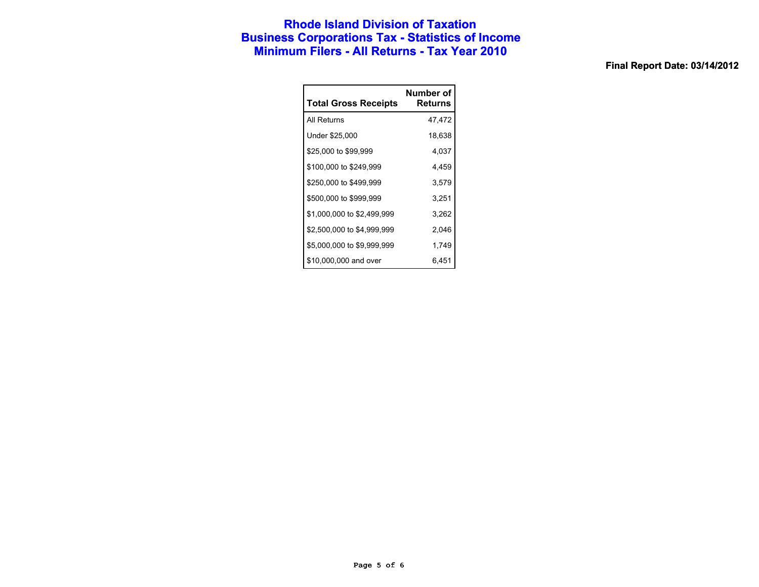# Rhode Island Division of Taxation
## Business Corporations Tax - Statistics of Income
## Minimum Filers - All Returns - Tax Year 2010

**Final Report Date: 03/14/2012**

| Total Gross Receipts | Number of Returns |
|---|---:|
| All Returns | 47,472 |
| Under $25,000 | 18,638 |
| $25,000 to $99,999 | 4,037 |
| $100,000 to $249,999 | 4,459 |
| $250,000 to $499,999 | 3,579 |
| $500,000 to $999,999 | 3,251 |
| $1,000,000 to $2,499,999 | 3,262 |
| $2,500,000 to $4,999,999 | 2,046 |
| $5,000,000 to $9,999,999 | 1,749 |
| $10,000,000 and over | 6,451 |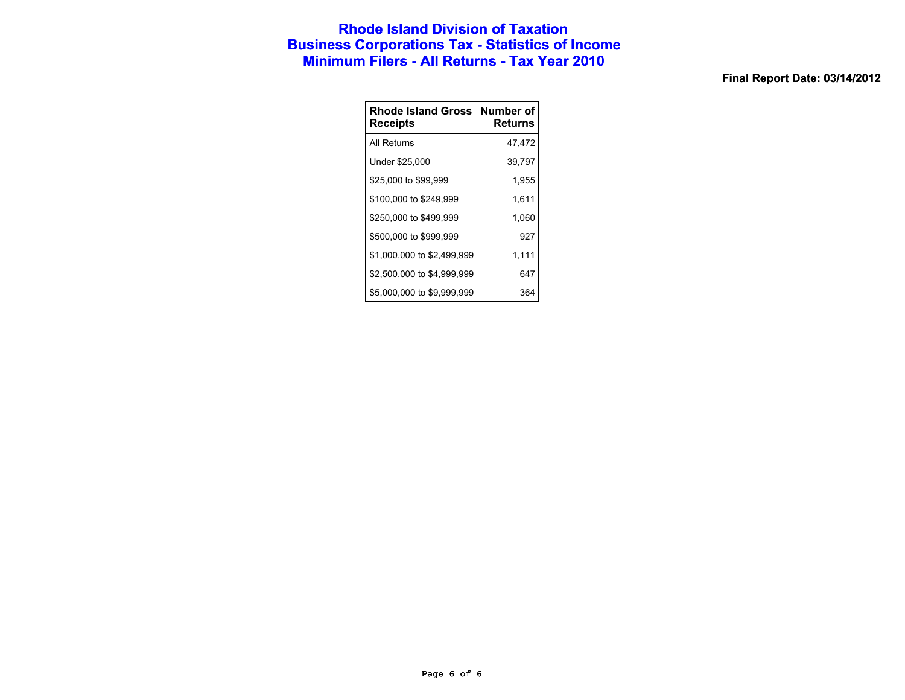# Rhode Island Division of Taxation
# Business Corporations Tax - Statistics of Income
# Minimum Filers - All Returns - Tax Year 2010

**Final Report Date: 03/14/2012**

| Rhode Island Gross Receipts | Number of Returns |
|---|---|
| All Returns | 47,472 |
| Under $25,000 | 39,797 |
| $25,000 to $99,999 | 1,955 |
| $100,000 to $249,999 | 1,611 |
| $250,000 to $499,999 | 1,060 |
| $500,000 to $999,999 | 927 |
| $1,000,000 to $2,499,999 | 1,111 |
| $2,500,000 to $4,999,999 | 647 |
| $5,000,000 to $9,999,999 | 364 |